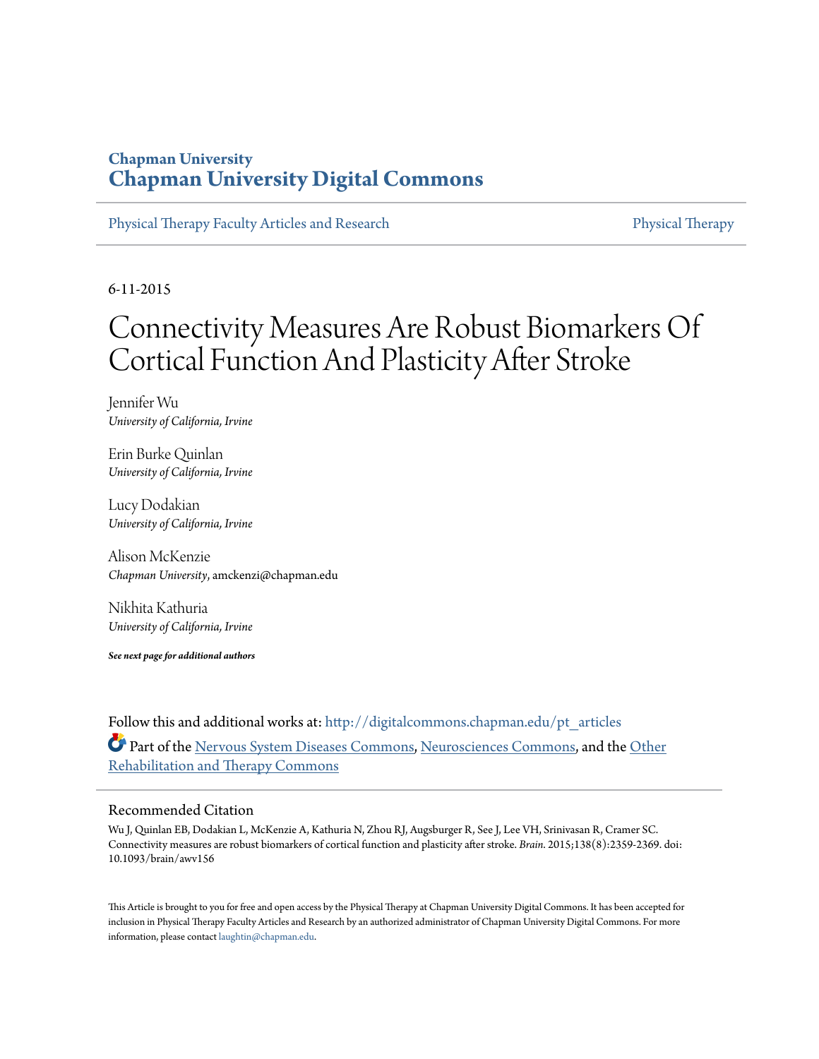**Chapman University**
**Chapman University Digital Commons**

Physical Therapy Faculty Articles and Research | Physical Therapy

6-11-2015

# Connectivity Measures Are Robust Biomarkers Of Cortical Function And Plasticity After Stroke

Jennifer Wu
*University of California, Irvine*

Erin Burke Quinlan
*University of California, Irvine*

Lucy Dodakian
*University of California, Irvine*

Alison McKenzie
*Chapman University*, amckenzi@chapman.edu

Nikhita Kathuria
*University of California, Irvine*

***See next page for additional authors***

Follow this and additional works at: http://digitalcommons.chapman.edu/pt_articles

Part of the Nervous System Diseases Commons, Neurosciences Commons, and the Other Rehabilitation and Therapy Commons

## Recommended Citation

Wu J, Quinlan EB, Dodakian L, McKenzie A, Kathuria N, Zhou RJ, Augsburger R, See J, Lee VH, Srinivasan R, Cramer SC. Connectivity measures are robust biomarkers of cortical function and plasticity after stroke. *Brain.* 2015;138(8):2359-2369. doi: 10.1093/brain/awv156

This Article is brought to you for free and open access by the Physical Therapy at Chapman University Digital Commons. It has been accepted for inclusion in Physical Therapy Faculty Articles and Research by an authorized administrator of Chapman University Digital Commons. For more information, please contact laughtin@chapman.edu.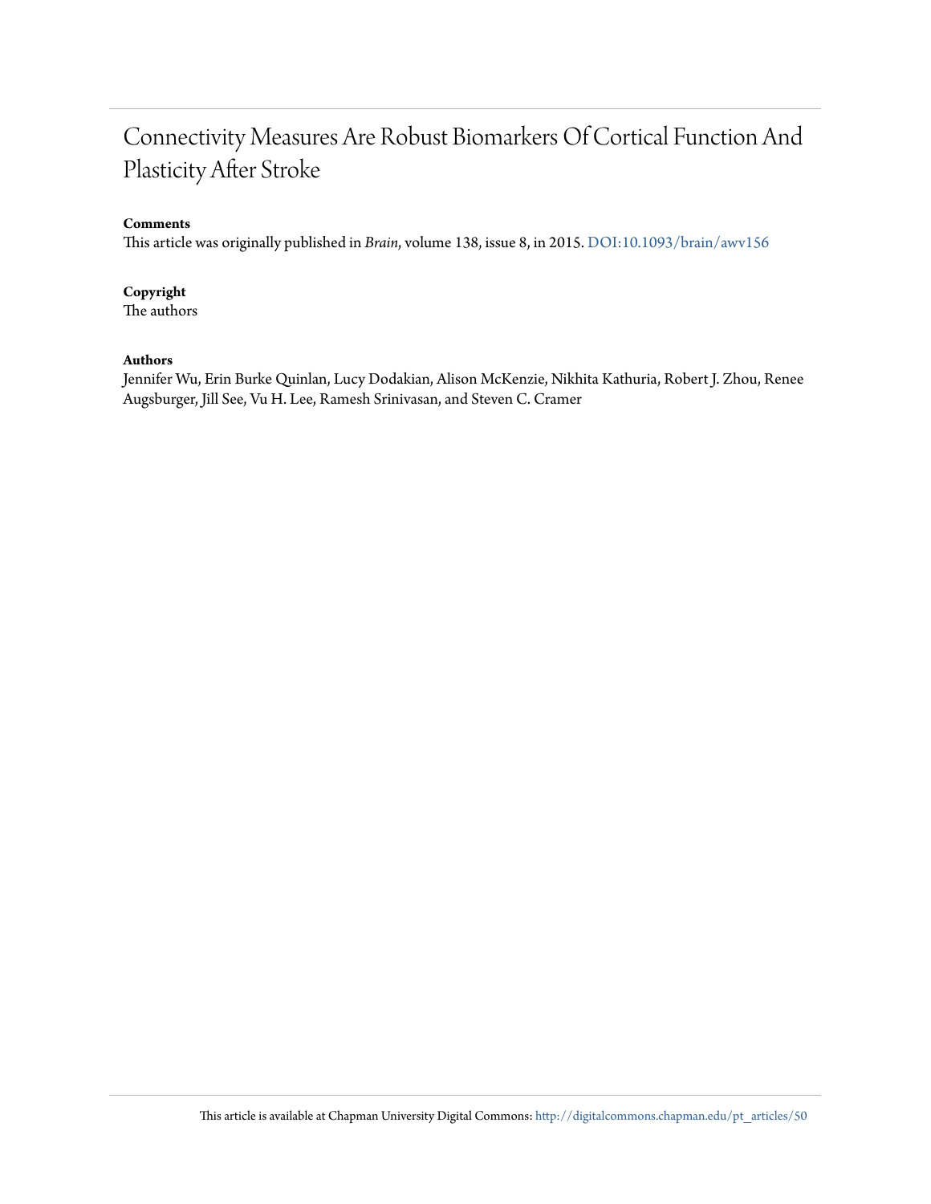# Connectivity Measures Are Robust Biomarkers Of Cortical Function And Plasticity After Stroke

**Comments**

This article was originally published in *Brain*, volume 138, issue 8, in 2015. DOI:10.1093/brain/awv156

**Copyright**

The authors

**Authors**

Jennifer Wu, Erin Burke Quinlan, Lucy Dodakian, Alison McKenzie, Nikhita Kathuria, Robert J. Zhou, Renee Augsburger, Jill See, Vu H. Lee, Ramesh Srinivasan, and Steven C. Cramer

This article is available at Chapman University Digital Commons: http://digitalcommons.chapman.edu/pt_articles/50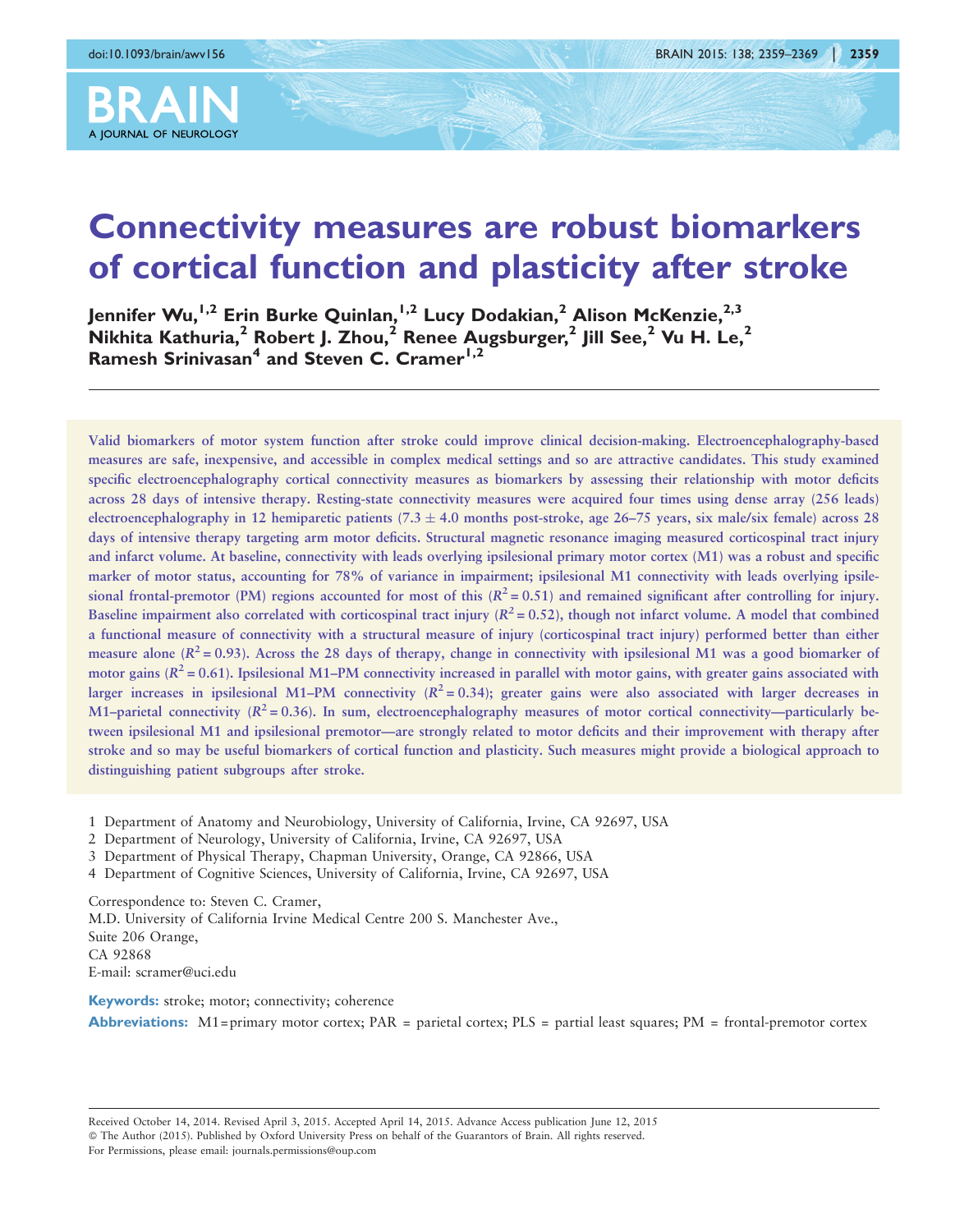# Connectivity measures are robust biomarkers of cortical function and plasticity after stroke

Jennifer Wu,[1,2] Erin Burke Quinlan,[1,2] Lucy Dodakian,[2] Alison McKenzie,[2,3] Nikhita Kathuria,[2] Robert J. Zhou,[2] Renee Augsburger,[2] Jill See,[2] Vu H. Le,[2] Ramesh Srinivasan[4] and Steven C. Cramer[1,2]

Valid biomarkers of motor system function after stroke could improve clinical decision-making. Electroencephalography-based measures are safe, inexpensive, and accessible in complex medical settings and so are attractive candidates. This study examined specific electroencephalography cortical connectivity measures as biomarkers by assessing their relationship with motor deficits across 28 days of intensive therapy. Resting-state connectivity measures were acquired four times using dense array (256 leads) electroencephalography in 12 hemiparetic patients (7.3 ± 4.0 months post-stroke, age 26–75 years, six male/six female) across 28 days of intensive therapy targeting arm motor deficits. Structural magnetic resonance imaging measured corticospinal tract injury and infarct volume. At baseline, connectivity with leads overlying ipsilesional primary motor cortex (M1) was a robust and specific marker of motor status, accounting for 78% of variance in impairment; ipsilesional M1 connectivity with leads overlying ipsilesional frontal-premotor (PM) regions accounted for most of this ($R^2 = 0.51$) and remained significant after controlling for injury. Baseline impairment also correlated with corticospinal tract injury ($R^2 = 0.52$), though not infarct volume. A model that combined a functional measure of connectivity with a structural measure of injury (corticospinal tract injury) performed better than either measure alone ($R^2 = 0.93$). Across the 28 days of therapy, change in connectivity with ipsilesional M1 was a good biomarker of motor gains ($R^2 = 0.61$). Ipsilesional M1–PM connectivity increased in parallel with motor gains, with greater gains associated with larger increases in ipsilesional M1–PM connectivity ($R^2 = 0.34$); greater gains were also associated with larger decreases in M1–parietal connectivity ($R^2 = 0.36$). In sum, electroencephalography measures of motor cortical connectivity—particularly between ipsilesional M1 and ipsilesional premotor—are strongly related to motor deficits and their improvement with therapy after stroke and so may be useful biomarkers of cortical function and plasticity. Such measures might provide a biological approach to distinguishing patient subgroups after stroke.

1 Department of Anatomy and Neurobiology, University of California, Irvine, CA 92697, USA
2 Department of Neurology, University of California, Irvine, CA 92697, USA
3 Department of Physical Therapy, Chapman University, Orange, CA 92866, USA
4 Department of Cognitive Sciences, University of California, Irvine, CA 92697, USA

Correspondence to: Steven C. Cramer,
M.D. University of California Irvine Medical Centre 200 S. Manchester Ave.,
Suite 206 Orange,
CA 92868
E-mail: scramer@uci.edu

**Keywords:** stroke; motor; connectivity; coherence

**Abbreviations:** M1 = primary motor cortex; PAR = parietal cortex; PLS = partial least squares; PM = frontal-premotor cortex

Received October 14, 2014. Revised April 3, 2015. Accepted April 14, 2015. Advance Access publication June 12, 2015
© The Author (2015). Published by Oxford University Press on behalf of the Guarantors of Brain. All rights reserved.
For Permissions, please email: journals.permissions@oup.com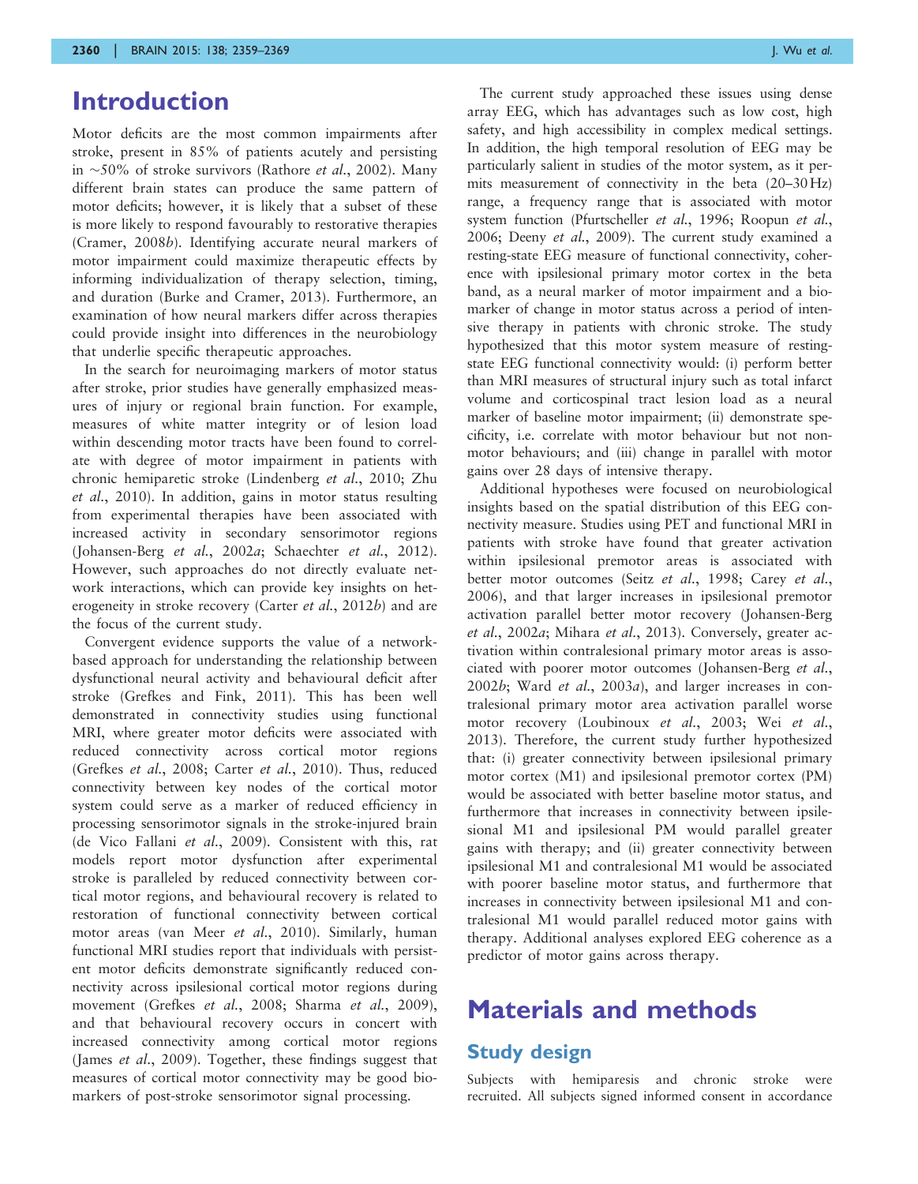# Introduction

Motor deficits are the most common impairments after stroke, present in 85% of patients acutely and persisting in ~50% of stroke survivors (Rathore *et al.*, 2002). Many different brain states can produce the same pattern of motor deficits; however, it is likely that a subset of these is more likely to respond favourably to restorative therapies (Cramer, 2008*b*). Identifying accurate neural markers of motor impairment could maximize therapeutic effects by informing individualization of therapy selection, timing, and duration (Burke and Cramer, 2013). Furthermore, an examination of how neural markers differ across therapies could provide insight into differences in the neurobiology that underlie specific therapeutic approaches.

In the search for neuroimaging markers of motor status after stroke, prior studies have generally emphasized measures of injury or regional brain function. For example, measures of white matter integrity or of lesion load within descending motor tracts have been found to correlate with degree of motor impairment in patients with chronic hemiparetic stroke (Lindenberg *et al.*, 2010; Zhu *et al.*, 2010). In addition, gains in motor status resulting from experimental therapies have been associated with increased activity in secondary sensorimotor regions (Johansen-Berg *et al.*, 2002*a*; Schaechter *et al.*, 2012). However, such approaches do not directly evaluate network interactions, which can provide key insights on heterogeneity in stroke recovery (Carter *et al.*, 2012*b*) and are the focus of the current study.

Convergent evidence supports the value of a network-based approach for understanding the relationship between dysfunctional neural activity and behavioural deficit after stroke (Grefkes and Fink, 2011). This has been well demonstrated in connectivity studies using functional MRI, where greater motor deficits were associated with reduced connectivity across cortical motor regions (Grefkes *et al.*, 2008; Carter *et al.*, 2010). Thus, reduced connectivity between key nodes of the cortical motor system could serve as a marker of reduced efficiency in processing sensorimotor signals in the stroke-injured brain (de Vico Fallani *et al.*, 2009). Consistent with this, rat models report motor dysfunction after experimental stroke is paralleled by reduced connectivity between cortical motor regions, and behavioural recovery is related to restoration of functional connectivity between cortical motor areas (van Meer *et al.*, 2010). Similarly, human functional MRI studies report that individuals with persistent motor deficits demonstrate significantly reduced connectivity across ipsilesional cortical motor regions during movement (Grefkes *et al.*, 2008; Sharma *et al.*, 2009), and that behavioural recovery occurs in concert with increased connectivity among cortical motor regions (James *et al.*, 2009). Together, these findings suggest that measures of cortical motor connectivity may be good biomarkers of post-stroke sensorimotor signal processing.

The current study approached these issues using dense array EEG, which has advantages such as low cost, high safety, and high accessibility in complex medical settings. In addition, the high temporal resolution of EEG may be particularly salient in studies of the motor system, as it permits measurement of connectivity in the beta (20–30 Hz) range, a frequency range that is associated with motor system function (Pfurtscheller *et al.*, 1996; Roopun *et al.*, 2006; Deeny *et al.*, 2009). The current study examined a resting-state EEG measure of functional connectivity, coherence with ipsilesional primary motor cortex in the beta band, as a neural marker of motor impairment and a biomarker of change in motor status across a period of intensive therapy in patients with chronic stroke. The study hypothesized that this motor system measure of resting-state EEG functional connectivity would: (i) perform better than MRI measures of structural injury such as total infarct volume and corticospinal tract lesion load as a neural marker of baseline motor impairment; (ii) demonstrate specificity, i.e. correlate with motor behaviour but not non-motor behaviours; and (iii) change in parallel with motor gains over 28 days of intensive therapy.

Additional hypotheses were focused on neurobiological insights based on the spatial distribution of this EEG connectivity measure. Studies using PET and functional MRI in patients with stroke have found that greater activation within ipsilesional premotor areas is associated with better motor outcomes (Seitz *et al.*, 1998; Carey *et al.*, 2006), and that larger increases in ipsilesional premotor activation parallel better motor recovery (Johansen-Berg *et al.*, 2002*a*; Mihara *et al.*, 2013). Conversely, greater activation within contralesional primary motor areas is associated with poorer motor outcomes (Johansen-Berg *et al.*, 2002*b*; Ward *et al.*, 2003*a*), and larger increases in contralesional primary motor area activation parallel worse motor recovery (Loubinoux *et al.*, 2003; Wei *et al.*, 2013). Therefore, the current study further hypothesized that: (i) greater connectivity between ipsilesional primary motor cortex (M1) and ipsilesional premotor cortex (PM) would be associated with better baseline motor status, and furthermore that increases in connectivity between ipsilesional M1 and ipsilesional PM would parallel greater gains with therapy; and (ii) greater connectivity between ipsilesional M1 and contralesional M1 would be associated with poorer baseline motor status, and furthermore that increases in connectivity between ipsilesional M1 and contralesional M1 would parallel reduced motor gains with therapy. Additional analyses explored EEG coherence as a predictor of motor gains across therapy.

# Materials and methods

## Study design

Subjects with hemiparesis and chronic stroke were recruited. All subjects signed informed consent in accordance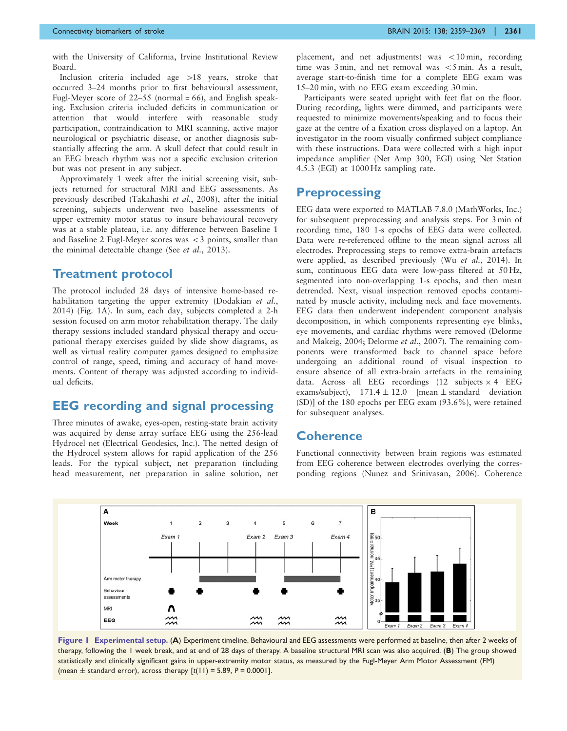with the University of California, Irvine Institutional Review Board.

Inclusion criteria included age >18 years, stroke that occurred 3–24 months prior to first behavioural assessment, Fugl-Meyer score of 22–55 (normal = 66), and English speaking. Exclusion criteria included deficits in communication or attention that would interfere with reasonable study participation, contraindication to MRI scanning, active major neurological or psychiatric disease, or another diagnosis substantially affecting the arm. A skull defect that could result in an EEG breach rhythm was not a specific exclusion criterion but was not present in any subject.

Approximately 1 week after the initial screening visit, subjects returned for structural MRI and EEG assessments. As previously described (Takahashi *et al.*, 2008), after the initial screening, subjects underwent two baseline assessments of upper extremity motor status to insure behavioural recovery was at a stable plateau, i.e. any difference between Baseline 1 and Baseline 2 Fugl-Meyer scores was <3 points, smaller than the minimal detectable change (See *et al.*, 2013).

## Treatment protocol

The protocol included 28 days of intensive home-based rehabilitation targeting the upper extremity (Dodakian *et al.*, 2014) (Fig. 1A). In sum, each day, subjects completed a 2-h session focused on arm motor rehabilitation therapy. The daily therapy sessions included standard physical therapy and occupational therapy exercises guided by slide show diagrams, as well as virtual reality computer games designed to emphasize control of range, speed, timing and accuracy of hand movements. Content of therapy was adjusted according to individual deficits.

## EEG recording and signal processing

Three minutes of awake, eyes-open, resting-state brain activity was acquired by dense array surface EEG using the 256-lead Hydrocel net (Electrical Geodesics, Inc.). The netted design of the Hydrocel system allows for rapid application of the 256 leads. For the typical subject, net preparation (including head measurement, net preparation in saline solution, net placement, and net adjustments) was <10 min, recording time was 3 min, and net removal was <5 min. As a result, average start-to-finish time for a complete EEG exam was 15–20 min, with no EEG exam exceeding 30 min.

Participants were seated upright with feet flat on the floor. During recording, lights were dimmed, and participants were requested to minimize movements/speaking and to focus their gaze at the centre of a fixation cross displayed on a laptop. An investigator in the room visually confirmed subject compliance with these instructions. Data were collected with a high input impedance amplifier (Net Amp 300, EGI) using Net Station 4.5.3 (EGI) at 1000 Hz sampling rate.

## Preprocessing

EEG data were exported to MATLAB 7.8.0 (MathWorks, Inc.) for subsequent preprocessing and analysis steps. For 3 min of recording time, 180 1-s epochs of EEG data were collected. Data were re-referenced offline to the mean signal across all electrodes. Preprocessing steps to remove extra-brain artefacts were applied, as described previously (Wu *et al.*, 2014). In sum, continuous EEG data were low-pass filtered at 50 Hz, segmented into non-overlapping 1-s epochs, and then mean detrended. Next, visual inspection removed epochs contaminated by muscle activity, including neck and face movements. EEG data then underwent independent component analysis decomposition, in which components representing eye blinks, eye movements, and cardiac rhythms were removed (Delorme and Makeig, 2004; Delorme *et al.*, 2007). The remaining components were transformed back to channel space before undergoing an additional round of visual inspection to ensure absence of all extra-brain artefacts in the remaining data. Across all EEG recordings (12 subjects × 4 EEG exams/subject), 171.4 ± 12.0 [mean ± standard deviation (SD)] of the 180 epochs per EEG exam (93.6%), were retained for subsequent analyses.

## Coherence

Functional connectivity between brain regions was estimated from EEG coherence between electrodes overlying the corresponding regions (Nunez and Srinivasan, 2006). Coherence

A
Week
1 2 3 4 5 6 7
Exam 1
Exam 2
Exam 3
Exam 4
Arm motor therapy
Behaviour assessments
MRI
EEG

B
Motor impairment (FM, normal = 66)
0
35
40
45
50
Exam 1 Exam 2 Exam 3 Exam 4

**Figure 1 Experimental setup.** (**A**) Experiment timeline. Behavioural and EEG assessments were performed at baseline, then after 2 weeks of therapy, following the 1 week break, and at end of 28 days of therapy. A baseline structural MRI scan was also acquired. (**B**) The group showed statistically and clinically significant gains in upper-extremity motor status, as measured by the Fugl-Meyer Arm Motor Assessment (FM) (mean ± standard error), across therapy [$t(11) = 5.89$, $P = 0.0001$].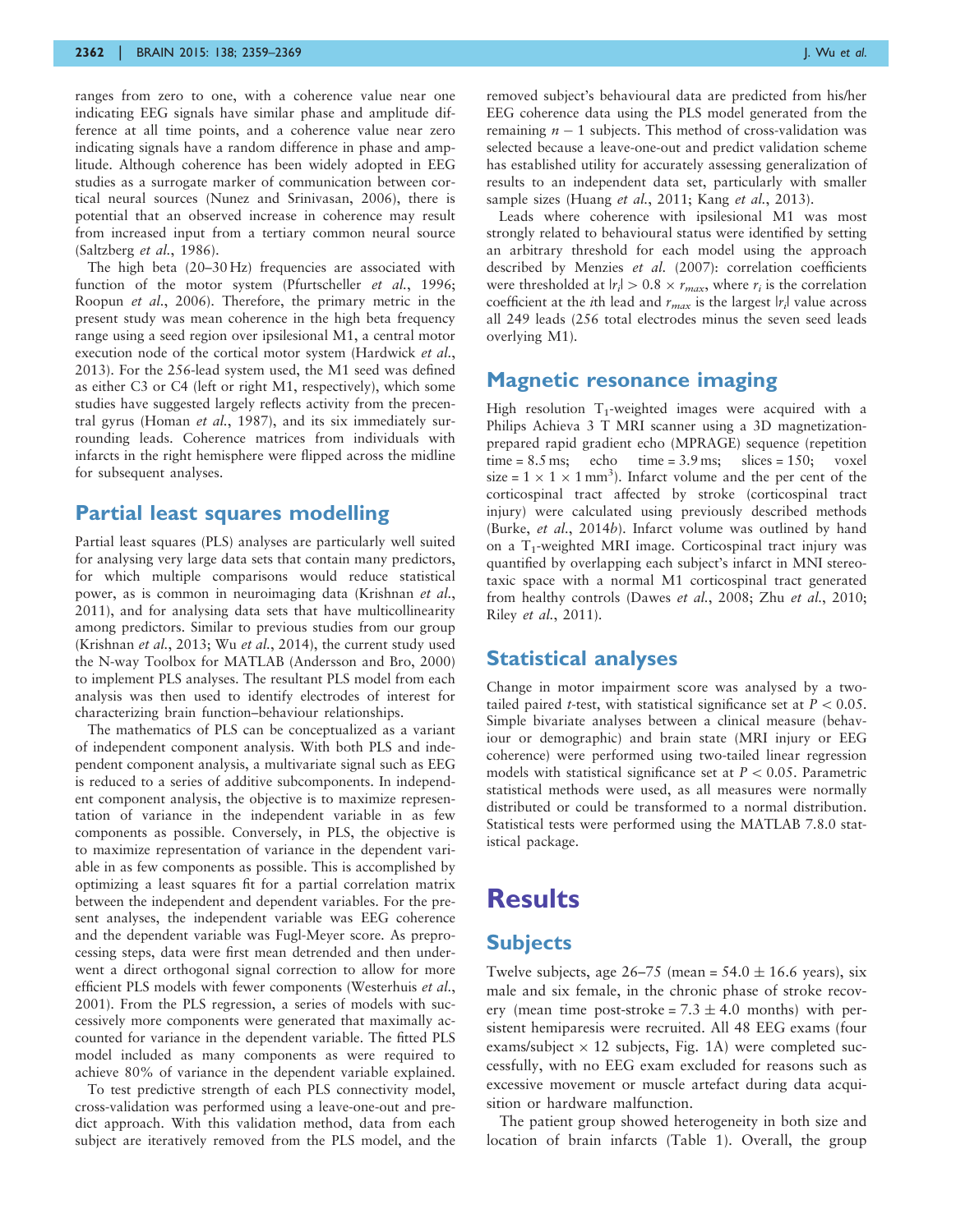ranges from zero to one, with a coherence value near one indicating EEG signals have similar phase and amplitude difference at all time points, and a coherence value near zero indicating signals have a random difference in phase and amplitude. Although coherence has been widely adopted in EEG studies as a surrogate marker of communication between cortical neural sources (Nunez and Srinivasan, 2006), there is potential that an observed increase in coherence may result from increased input from a tertiary common neural source (Saltzberg *et al.*, 1986).

The high beta (20–30 Hz) frequencies are associated with function of the motor system (Pfurtscheller *et al.*, 1996; Roopun *et al.*, 2006). Therefore, the primary metric in the present study was mean coherence in the high beta frequency range using a seed region over ipsilesional M1, a central motor execution node of the cortical motor system (Hardwick *et al.*, 2013). For the 256-lead system used, the M1 seed was defined as either C3 or C4 (left or right M1, respectively), which some studies have suggested largely reflects activity from the precentral gyrus (Homan *et al.*, 1987), and its six immediately surrounding leads. Coherence matrices from individuals with infarcts in the right hemisphere were flipped across the midline for subsequent analyses.

## Partial least squares modelling

Partial least squares (PLS) analyses are particularly well suited for analysing very large data sets that contain many predictors, for which multiple comparisons would reduce statistical power, as is common in neuroimaging data (Krishnan *et al.*, 2011), and for analysing data sets that have multicollinearity among predictors. Similar to previous studies from our group (Krishnan *et al.*, 2013; Wu *et al.*, 2014), the current study used the N-way Toolbox for MATLAB (Andersson and Bro, 2000) to implement PLS analyses. The resultant PLS model from each analysis was then used to identify electrodes of interest for characterizing brain function–behaviour relationships.

The mathematics of PLS can be conceptualized as a variant of independent component analysis. With both PLS and independent component analysis, a multivariate signal such as EEG is reduced to a series of additive subcomponents. In independent component analysis, the objective is to maximize representation of variance in the independent variable in as few components as possible. Conversely, in PLS, the objective is to maximize representation of variance in the dependent variable in as few components as possible. This is accomplished by optimizing a least squares fit for a partial correlation matrix between the independent and dependent variables. For the present analyses, the independent variable was EEG coherence and the dependent variable was Fugl-Meyer score. As preprocessing steps, data were first mean detrended and then underwent a direct orthogonal signal correction to allow for more efficient PLS models with fewer components (Westerhuis *et al.*, 2001). From the PLS regression, a series of models with successively more components were generated that maximally accounted for variance in the dependent variable. The fitted PLS model included as many components as were required to achieve 80% of variance in the dependent variable explained.

To test predictive strength of each PLS connectivity model, cross-validation was performed using a leave-one-out and predict approach. With this validation method, data from each subject are iteratively removed from the PLS model, and the removed subject's behavioural data are predicted from his/her EEG coherence data using the PLS model generated from the remaining $n - 1$ subjects. This method of cross-validation was selected because a leave-one-out and predict validation scheme has established utility for accurately assessing generalization of results to an independent data set, particularly with smaller sample sizes (Huang *et al.*, 2011; Kang *et al.*, 2013).

Leads where coherence with ipsilesional M1 was most strongly related to behavioural status were identified by setting an arbitrary threshold for each model using the approach described by Menzies *et al.* (2007): correlation coefficients were thresholded at $|r_i| > 0.8 \times r_{max}$, where $r_i$ is the correlation coefficient at the $i$th lead and $r_{max}$ is the largest $|r_i|$ value across all 249 leads (256 total electrodes minus the seven seed leads overlying M1).

## Magnetic resonance imaging

High resolution $T_1$-weighted images were acquired with a Philips Achieva 3 T MRI scanner using a 3D magnetization-prepared rapid gradient echo (MPRAGE) sequence (repetition time = 8.5 ms; echo time = 3.9 ms; slices = 150; voxel size = $1 \times 1 \times 1$ mm$^3$). Infarct volume and the per cent of the corticospinal tract affected by stroke (corticospinal tract injury) were calculated using previously described methods (Burke, *et al.*, 2014*b*). Infarct volume was outlined by hand on a $T_1$-weighted MRI image. Corticospinal tract injury was quantified by overlapping each subject's infarct in MNI stereotaxic space with a normal M1 corticospinal tract generated from healthy controls (Dawes *et al.*, 2008; Zhu *et al.*, 2010; Riley *et al.*, 2011).

## Statistical analyses

Change in motor impairment score was analysed by a two-tailed paired *t*-test, with statistical significance set at $P < 0.05$. Simple bivariate analyses between a clinical measure (behaviour or demographic) and brain state (MRI injury or EEG coherence) were performed using two-tailed linear regression models with statistical significance set at $P < 0.05$. Parametric statistical methods were used, as all measures were normally distributed or could be transformed to a normal distribution. Statistical tests were performed using the MATLAB 7.8.0 statistical package.

# Results

## Subjects

Twelve subjects, age 26–75 (mean = 54.0 $\pm$ 16.6 years), six male and six female, in the chronic phase of stroke recovery (mean time post-stroke = 7.3 $\pm$ 4.0 months) with persistent hemiparesis were recruited. All 48 EEG exams (four exams/subject $\times$ 12 subjects, Fig. 1A) were completed successfully, with no EEG exam excluded for reasons such as excessive movement or muscle artefact during data acquisition or hardware malfunction.

The patient group showed heterogeneity in both size and location of brain infarcts (Table 1). Overall, the group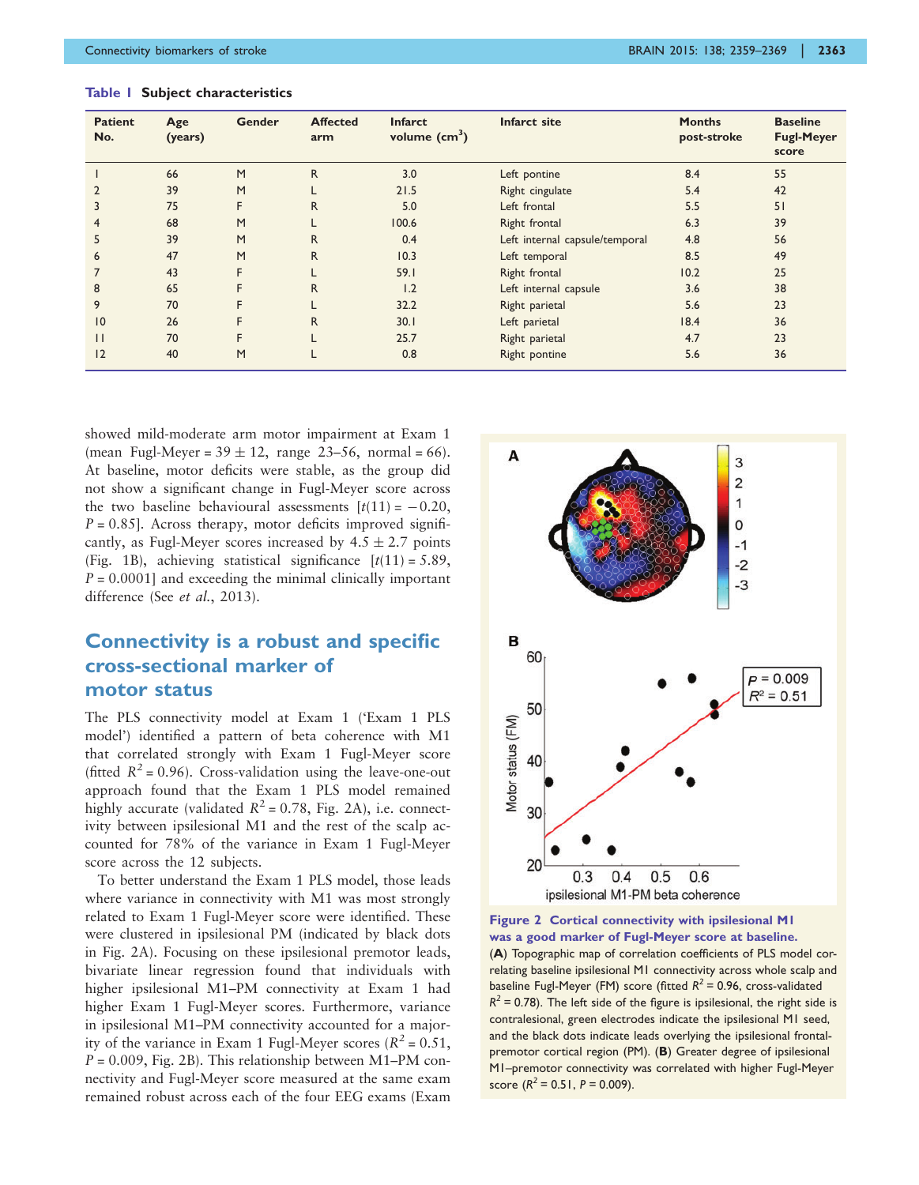**Table 1 Subject characteristics**

| Patient No. | Age (years) | Gender | Affected arm | Infarct volume ($cm^3$) | Infarct site | Months post-stroke | Baseline Fugl-Meyer score |
|---|---|---|---|---|---|---|---|
| 1 | 66 | M | R | 3.0 | Left pontine | 8.4 | 55 |
| 2 | 39 | M | L | 21.5 | Right cingulate | 5.4 | 42 |
| 3 | 75 | F | R | 5.0 | Left frontal | 5.5 | 51 |
| 4 | 68 | M | L | 100.6 | Right frontal | 6.3 | 39 |
| 5 | 39 | M | R | 0.4 | Left internal capsule/temporal | 4.8 | 56 |
| 6 | 47 | M | R | 10.3 | Left temporal | 8.5 | 49 |
| 7 | 43 | F | L | 59.1 | Right frontal | 10.2 | 25 |
| 8 | 65 | F | R | 1.2 | Left internal capsule | 3.6 | 38 |
| 9 | 70 | F | L | 32.2 | Right parietal | 5.6 | 23 |
| 10 | 26 | F | R | 30.1 | Left parietal | 18.4 | 36 |
| 11 | 70 | F | L | 25.7 | Right parietal | 4.7 | 23 |
| 12 | 40 | M | L | 0.8 | Right pontine | 5.6 | 36 |

showed mild-moderate arm motor impairment at Exam 1 (mean Fugl-Meyer = 39 ± 12, range 23–56, normal = 66). At baseline, motor deficits were stable, as the group did not show a significant change in Fugl-Meyer score across the two baseline behavioural assessments [$t(11) = -0.20$, $P = 0.85$]. Across therapy, motor deficits improved significantly, as Fugl-Meyer scores increased by 4.5 ± 2.7 points (Fig. 1B), achieving statistical significance [$t(11) = 5.89$, $P = 0.0001$] and exceeding the minimal clinically important difference (See *et al.*, 2013).

## Connectivity is a robust and specific cross-sectional marker of motor status

The PLS connectivity model at Exam 1 ('Exam 1 PLS model') identified a pattern of beta coherence with M1 that correlated strongly with Exam 1 Fugl-Meyer score (fitted $R^2 = 0.96$). Cross-validation using the leave-one-out approach found that the Exam 1 PLS model remained highly accurate (validated $R^2 = 0.78$, Fig. 2A), i.e. connectivity between ipsilesional M1 and the rest of the scalp accounted for 78% of the variance in Exam 1 Fugl-Meyer score across the 12 subjects.

To better understand the Exam 1 PLS model, those leads where variance in connectivity with M1 was most strongly related to Exam 1 Fugl-Meyer score were identified. These were clustered in ipsilesional PM (indicated by black dots in Fig. 2A). Focusing on these ipsilesional premotor leads, bivariate linear regression found that individuals with higher ipsilesional M1–PM connectivity at Exam 1 had higher Exam 1 Fugl-Meyer scores. Furthermore, variance in ipsilesional M1–PM connectivity accounted for a majority of the variance in Exam 1 Fugl-Meyer scores ($R^2 = 0.51$, $P = 0.009$, Fig. 2B). This relationship between M1–PM connectivity and Fugl-Meyer score measured at the same exam remained robust across each of the four EEG exams (Exam

A

3
2
1
0
-1
-2
-3

B

$P = 0.009$
$R^2 = 0.51$

Motor status (FM)

60
50
40
30
20

0.3 0.4 0.5 0.6

ipsilesional M1-PM beta coherence

**Figure 2 Cortical connectivity with ipsilesional M1 was a good marker of Fugl-Meyer score at baseline.** (**A**) Topographic map of correlation coefficients of PLS model correlating baseline ipsilesional M1 connectivity across whole scalp and baseline Fugl-Meyer (FM) score (fitted $R^2 = 0.96$, cross-validated $R^2 = 0.78$). The left side of the figure is ipsilesional, the right side is contralesional, green electrodes indicate the ipsilesional M1 seed, and the black dots indicate leads overlying the ipsilesional frontal-premotor cortical region (PM). (**B**) Greater degree of ipsilesional M1–premotor connectivity was correlated with higher Fugl-Meyer score ($R^2 = 0.51$, $P = 0.009$).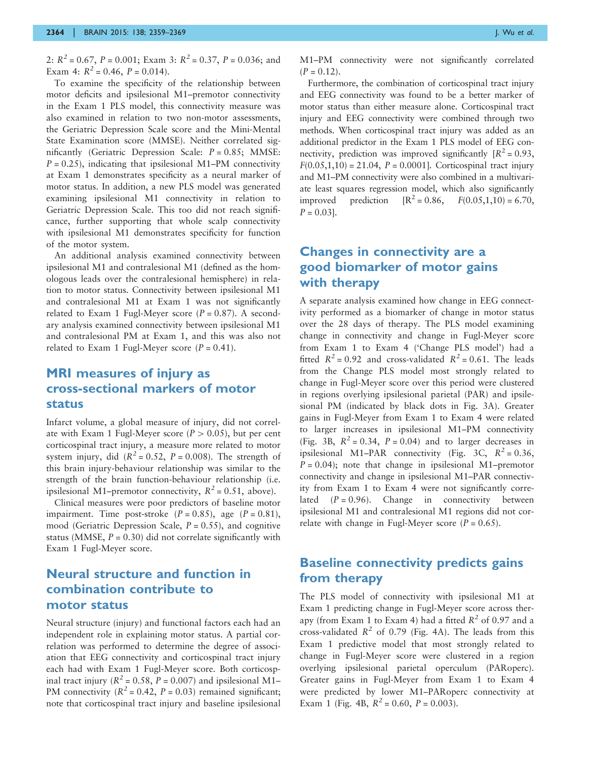2: $R^2 = 0.67$, $P = 0.001$; Exam 3: $R^2 = 0.37$, $P = 0.036$; and Exam 4: $R^2 = 0.46$, $P = 0.014$).

To examine the specificity of the relationship between motor deficits and ipsilesional M1–premotor connectivity in the Exam 1 PLS model, this connectivity measure was also examined in relation to two non-motor assessments, the Geriatric Depression Scale score and the Mini-Mental State Examination score (MMSE). Neither correlated significantly (Geriatric Depression Scale: $P = 0.85$; MMSE: $P = 0.25$), indicating that ipsilesional M1–PM connectivity at Exam 1 demonstrates specificity as a neural marker of motor status. In addition, a new PLS model was generated examining ipsilesional M1 connectivity in relation to Geriatric Depression Scale. This too did not reach significance, further supporting that whole scalp connectivity with ipsilesional M1 demonstrates specificity for function of the motor system.

An additional analysis examined connectivity between ipsilesional M1 and contralesional M1 (defined as the homologous leads over the contralesional hemisphere) in relation to motor status. Connectivity between ipsilesional M1 and contralesional M1 at Exam 1 was not significantly related to Exam 1 Fugl-Meyer score ($P = 0.87$). A secondary analysis examined connectivity between ipsilesional M1 and contralesional PM at Exam 1, and this was also not related to Exam 1 Fugl-Meyer score ($P = 0.41$).

## MRI measures of injury as cross-sectional markers of motor status

Infarct volume, a global measure of injury, did not correlate with Exam 1 Fugl-Meyer score ($P > 0.05$), but per cent corticospinal tract injury, a measure more related to motor system injury, did ($R^2 = 0.52$, $P = 0.008$). The strength of this brain injury-behaviour relationship was similar to the strength of the brain function-behaviour relationship (i.e. ipsilesional M1–premotor connectivity, $R^2 = 0.51$, above).

Clinical measures were poor predictors of baseline motor impairment. Time post-stroke ($P = 0.85$), age ($P = 0.81$), mood (Geriatric Depression Scale, $P = 0.55$), and cognitive status (MMSE, $P = 0.30$) did not correlate significantly with Exam 1 Fugl-Meyer score.

## Neural structure and function in combination contribute to motor status

Neural structure (injury) and functional factors each had an independent role in explaining motor status. A partial correlation was performed to determine the degree of association that EEG connectivity and corticospinal tract injury each had with Exam 1 Fugl-Meyer score. Both corticospinal tract injury ($R^2 = 0.58$, $P = 0.007$) and ipsilesional M1–PM connectivity ($R^2 = 0.42$, $P = 0.03$) remained significant; note that corticospinal tract injury and baseline ipsilesional M1–PM connectivity were not significantly correlated ($P = 0.12$).

Furthermore, the combination of corticospinal tract injury and EEG connectivity was found to be a better marker of motor status than either measure alone. Corticospinal tract injury and EEG connectivity were combined through two methods. When corticospinal tract injury was added as an additional predictor in the Exam 1 PLS model of EEG connectivity, prediction was improved significantly [$R^2 = 0.93$, $F(0.05,1,10) = 21.04$, $P = 0.0001$]. Corticospinal tract injury and M1–PM connectivity were also combined in a multivariate least squares regression model, which also significantly improved prediction [$R^2 = 0.86$, $F(0.05,1,10) = 6.70$, $P = 0.03$].

## Changes in connectivity are a good biomarker of motor gains with therapy

A separate analysis examined how change in EEG connectivity performed as a biomarker of change in motor status over the 28 days of therapy. The PLS model examining change in connectivity and change in Fugl-Meyer score from Exam 1 to Exam 4 ('Change PLS model') had a fitted $R^2 = 0.92$ and cross-validated $R^2 = 0.61$. The leads from the Change PLS model most strongly related to change in Fugl-Meyer score over this period were clustered in regions overlying ipsilesional parietal (PAR) and ipsilesional PM (indicated by black dots in Fig. 3A). Greater gains in Fugl-Meyer from Exam 1 to Exam 4 were related to larger increases in ipsilesional M1–PM connectivity (Fig. 3B, $R^2 = 0.34$, $P = 0.04$) and to larger decreases in ipsilesional M1–PAR connectivity (Fig. 3C, $R^2 = 0.36$, $P = 0.04$); note that change in ipsilesional M1–premotor connectivity and change in ipsilesional M1–PAR connectivity from Exam 1 to Exam 4 were not significantly correlated ($P = 0.96$). Change in connectivity between ipsilesional M1 and contralesional M1 regions did not correlate with change in Fugl-Meyer score ($P = 0.65$).

## Baseline connectivity predicts gains from therapy

The PLS model of connectivity with ipsilesional M1 at Exam 1 predicting change in Fugl-Meyer score across therapy (from Exam 1 to Exam 4) had a fitted $R^2$ of 0.97 and a cross-validated $R^2$ of 0.79 (Fig. 4A). The leads from this Exam 1 predictive model that most strongly related to change in Fugl-Meyer score were clustered in a region overlying ipsilesional parietal operculum (PARoperc). Greater gains in Fugl-Meyer from Exam 1 to Exam 4 were predicted by lower M1–PARoperc connectivity at Exam 1 (Fig. 4B, $R^2 = 0.60$, $P = 0.003$).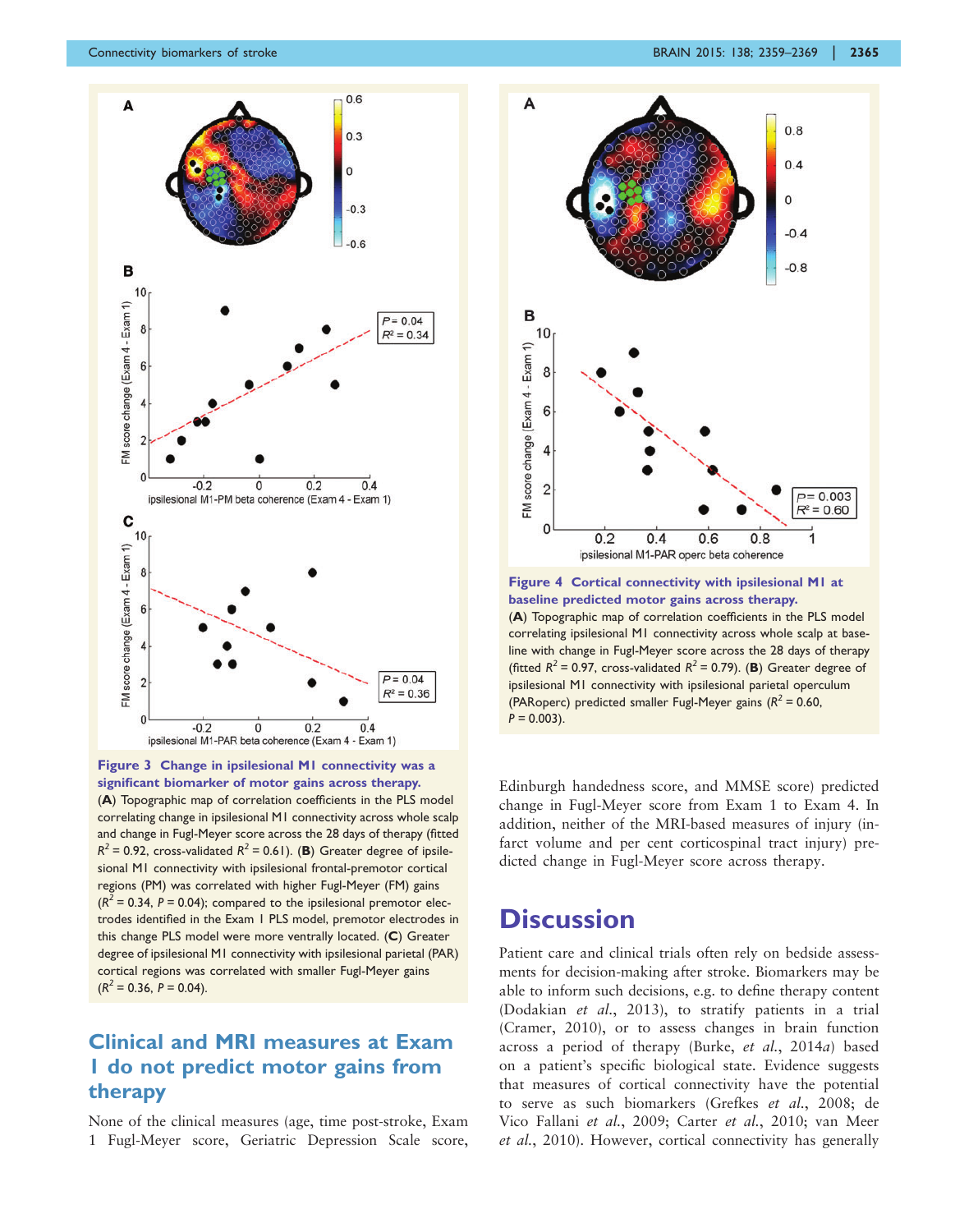A

0.6
0.3
0
-0.3
-0.6

B

FM score change (Exam 4 - Exam 1)

$P = 0.04$
$R^2 = 0.34$

ipsilesional M1-PM beta coherence (Exam 4 - Exam 1)

C

FM score change (Exam 4 - Exam 1)

$P = 0.04$
$R^2 = 0.36$

ipsilesional M1-PAR beta coherence (Exam 4 - Exam 1)

**Figure 3 Change in ipsilesional M1 connectivity was a significant biomarker of motor gains across therapy.**
(**A**) Topographic map of correlation coefficients in the PLS model correlating change in ipsilesional M1 connectivity across whole scalp and change in Fugl-Meyer score across the 28 days of therapy (fitted $R^2 = 0.92$, cross-validated $R^2 = 0.61$). (**B**) Greater degree of ipsilesional M1 connectivity with ipsilesional frontal-premotor cortical regions (PM) was correlated with higher Fugl-Meyer (FM) gains ($R^2 = 0.34$, $P = 0.04$); compared to the ipsilesional premotor electrodes identified in the Exam 1 PLS model, premotor electrodes in this change PLS model were more ventrally located. (**C**) Greater degree of ipsilesional M1 connectivity with ipsilesional parietal (PAR) cortical regions was correlated with smaller Fugl-Meyer gains ($R^2 = 0.36$, $P = 0.04$).

## Clinical and MRI measures at Exam 1 do not predict motor gains from therapy

None of the clinical measures (age, time post-stroke, Exam 1 Fugl-Meyer score, Geriatric Depression Scale score, Edinburgh handedness score, and MMSE score) predicted change in Fugl-Meyer score from Exam 1 to Exam 4. In addition, neither of the MRI-based measures of injury (infarct volume and per cent corticospinal tract injury) predicted change in Fugl-Meyer score across therapy.

A

0.8
0.4
0
-0.4
-0.8

B

FM score change (Exam 4 - Exam 1)

$P = 0.003$
$R^2 = 0.60$

ipsilesional M1-PAR operc beta coherence

**Figure 4 Cortical connectivity with ipsilesional M1 at baseline predicted motor gains across therapy.**
(**A**) Topographic map of correlation coefficients in the PLS model correlating ipsilesional M1 connectivity across whole scalp at baseline with change in Fugl-Meyer score across the 28 days of therapy (fitted $R^2 = 0.97$, cross-validated $R^2 = 0.79$). (**B**) Greater degree of ipsilesional M1 connectivity with ipsilesional parietal operculum (PARoperc) predicted smaller Fugl-Meyer gains ($R^2 = 0.60$, $P = 0.003$).

# Discussion

Patient care and clinical trials often rely on bedside assessments for decision-making after stroke. Biomarkers may be able to inform such decisions, e.g. to define therapy content (Dodakian *et al.*, 2013), to stratify patients in a trial (Cramer, 2010), or to assess changes in brain function across a period of therapy (Burke, *et al.*, 2014*a*) based on a patient's specific biological state. Evidence suggests that measures of cortical connectivity have the potential to serve as such biomarkers (Grefkes *et al.*, 2008; de Vico Fallani *et al.*, 2009; Carter *et al.*, 2010; van Meer *et al.*, 2010). However, cortical connectivity has generally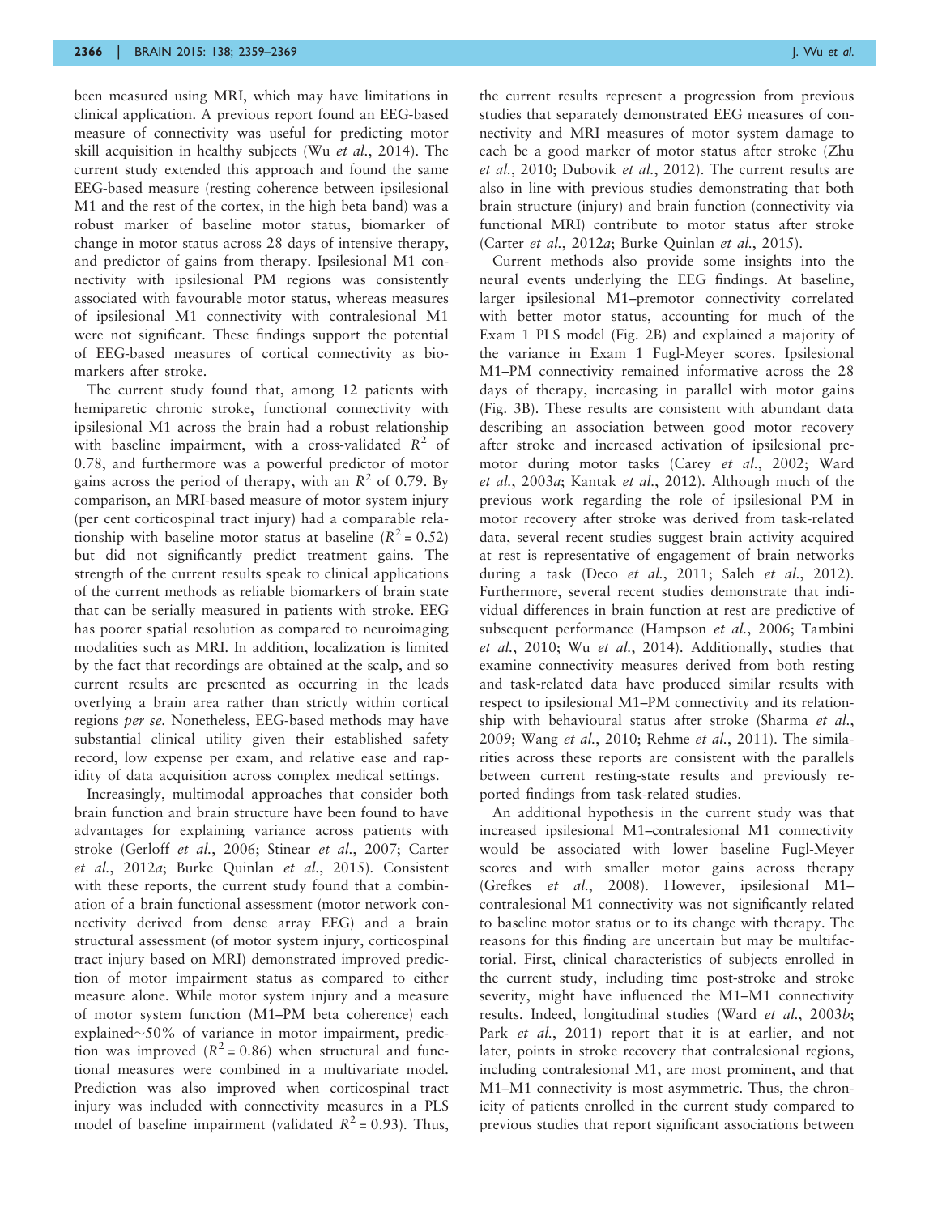been measured using MRI, which may have limitations in clinical application. A previous report found an EEG-based measure of connectivity was useful for predicting motor skill acquisition in healthy subjects (Wu *et al.*, 2014). The current study extended this approach and found the same EEG-based measure (resting coherence between ipsilesional M1 and the rest of the cortex, in the high beta band) was a robust marker of baseline motor status, biomarker of change in motor status across 28 days of intensive therapy, and predictor of gains from therapy. Ipsilesional M1 connectivity with ipsilesional PM regions was consistently associated with favourable motor status, whereas measures of ipsilesional M1 connectivity with contralesional M1 were not significant. These findings support the potential of EEG-based measures of cortical connectivity as biomarkers after stroke.

The current study found that, among 12 patients with hemiparetic chronic stroke, functional connectivity with ipsilesional M1 across the brain had a robust relationship with baseline impairment, with a cross-validated $R^2$ of 0.78, and furthermore was a powerful predictor of motor gains across the period of therapy, with an $R^2$ of 0.79. By comparison, an MRI-based measure of motor system injury (per cent corticospinal tract injury) had a comparable relationship with baseline motor status at baseline ($R^2 = 0.52$) but did not significantly predict treatment gains. The strength of the current results speak to clinical applications of the current methods as reliable biomarkers of brain state that can be serially measured in patients with stroke. EEG has poorer spatial resolution as compared to neuroimaging modalities such as MRI. In addition, localization is limited by the fact that recordings are obtained at the scalp, and so current results are presented as occurring in the leads overlying a brain area rather than strictly within cortical regions *per se*. Nonetheless, EEG-based methods may have substantial clinical utility given their established safety record, low expense per exam, and relative ease and rapidity of data acquisition across complex medical settings.

Increasingly, multimodal approaches that consider both brain function and brain structure have been found to have advantages for explaining variance across patients with stroke (Gerloff *et al.*, 2006; Stinear *et al.*, 2007; Carter *et al.*, 2012*a*; Burke Quinlan *et al.*, 2015). Consistent with these reports, the current study found that a combination of a brain functional assessment (motor network connectivity derived from dense array EEG) and a brain structural assessment (of motor system injury, corticospinal tract injury based on MRI) demonstrated improved prediction of motor impairment status as compared to either measure alone. While motor system injury and a measure of motor system function (M1–PM beta coherence) each explained ~50% of variance in motor impairment, prediction was improved ($R^2 = 0.86$) when structural and functional measures were combined in a multivariate model. Prediction was also improved when corticospinal tract injury was included with connectivity measures in a PLS model of baseline impairment (validated $R^2 = 0.93$). Thus, the current results represent a progression from previous studies that separately demonstrated EEG measures of connectivity and MRI measures of motor system damage to each be a good marker of motor status after stroke (Zhu *et al.*, 2010; Dubovik *et al.*, 2012). The current results are also in line with previous studies demonstrating that both brain structure (injury) and brain function (connectivity via functional MRI) contribute to motor status after stroke (Carter *et al.*, 2012*a*; Burke Quinlan *et al.*, 2015).

Current methods also provide some insights into the neural events underlying the EEG findings. At baseline, larger ipsilesional M1–premotor connectivity correlated with better motor status, accounting for much of the Exam 1 PLS model (Fig. 2B) and explained a majority of the variance in Exam 1 Fugl-Meyer scores. Ipsilesional M1–PM connectivity remained informative across the 28 days of therapy, increasing in parallel with motor gains (Fig. 3B). These results are consistent with abundant data describing an association between good motor recovery after stroke and increased activation of ipsilesional premotor during motor tasks (Carey *et al.*, 2002; Ward *et al.*, 2003*a*; Kantak *et al.*, 2012). Although much of the previous work regarding the role of ipsilesional PM in motor recovery after stroke was derived from task-related data, several recent studies suggest brain activity acquired at rest is representative of engagement of brain networks during a task (Deco *et al.*, 2011; Saleh *et al.*, 2012). Furthermore, several recent studies demonstrate that individual differences in brain function at rest are predictive of subsequent performance (Hampson *et al.*, 2006; Tambini *et al.*, 2010; Wu *et al.*, 2014). Additionally, studies that examine connectivity measures derived from both resting and task-related data have produced similar results with respect to ipsilesional M1–PM connectivity and its relationship with behavioural status after stroke (Sharma *et al.*, 2009; Wang *et al.*, 2010; Rehme *et al.*, 2011). The similarities across these reports are consistent with the parallels between current resting-state results and previously reported findings from task-related studies.

An additional hypothesis in the current study was that increased ipsilesional M1–contralesional M1 connectivity would be associated with lower baseline Fugl-Meyer scores and with smaller motor gains across therapy (Grefkes *et al.*, 2008). However, ipsilesional M1–contralesional M1 connectivity was not significantly related to baseline motor status or to its change with therapy. The reasons for this finding are uncertain but may be multifactorial. First, clinical characteristics of subjects enrolled in the current study, including time post-stroke and stroke severity, might have influenced the M1–M1 connectivity results. Indeed, longitudinal studies (Ward *et al.*, 2003*b*; Park *et al.*, 2011) report that it is at earlier, and not later, points in stroke recovery that contralesional regions, including contralesional M1, are most prominent, and that M1–M1 connectivity is most asymmetric. Thus, the chronicity of patients enrolled in the current study compared to previous studies that report significant associations between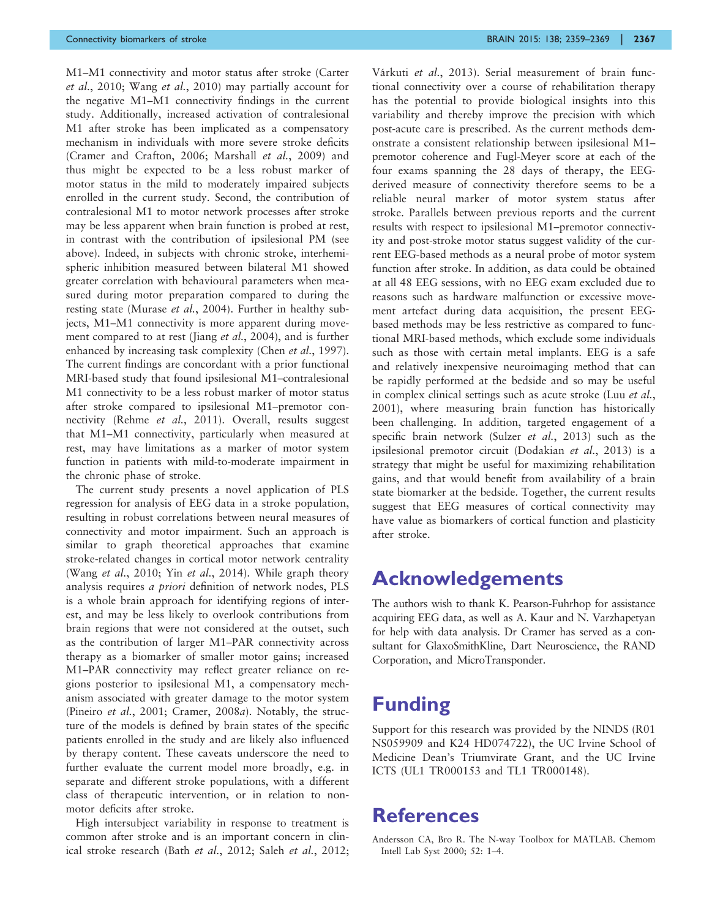M1–M1 connectivity and motor status after stroke (Carter *et al.*, 2010; Wang *et al.*, 2010) may partially account for the negative M1–M1 connectivity findings in the current study. Additionally, increased activation of contralesional M1 after stroke has been implicated as a compensatory mechanism in individuals with more severe stroke deficits (Cramer and Crafton, 2006; Marshall *et al.*, 2009) and thus might be expected to be a less robust marker of motor status in the mild to moderately impaired subjects enrolled in the current study. Second, the contribution of contralesional M1 to motor network processes after stroke may be less apparent when brain function is probed at rest, in contrast with the contribution of ipsilesional PM (see above). Indeed, in subjects with chronic stroke, interhemispheric inhibition measured between bilateral M1 showed greater correlation with behavioural parameters when measured during motor preparation compared to during the resting state (Murase *et al.*, 2004). Further in healthy subjects, M1–M1 connectivity is more apparent during movement compared to at rest (Jiang *et al.*, 2004), and is further enhanced by increasing task complexity (Chen *et al.*, 1997). The current findings are concordant with a prior functional MRI-based study that found ipsilesional M1–contralesional M1 connectivity to be a less robust marker of motor status after stroke compared to ipsilesional M1–premotor connectivity (Rehme *et al.*, 2011). Overall, results suggest that M1–M1 connectivity, particularly when measured at rest, may have limitations as a marker of motor system function in patients with mild-to-moderate impairment in the chronic phase of stroke.

The current study presents a novel application of PLS regression for analysis of EEG data in a stroke population, resulting in robust correlations between neural measures of connectivity and motor impairment. Such an approach is similar to graph theoretical approaches that examine stroke-related changes in cortical motor network centrality (Wang *et al.*, 2010; Yin *et al.*, 2014). While graph theory analysis requires *a priori* definition of network nodes, PLS is a whole brain approach for identifying regions of interest, and may be less likely to overlook contributions from brain regions that were not considered at the outset, such as the contribution of larger M1–PAR connectivity across therapy as a biomarker of smaller motor gains; increased M1–PAR connectivity may reflect greater reliance on regions posterior to ipsilesional M1, a compensatory mechanism associated with greater damage to the motor system (Pineiro *et al.*, 2001; Cramer, 2008*a*). Notably, the structure of the models is defined by brain states of the specific patients enrolled in the study and are likely also influenced by therapy content. These caveats underscore the need to further evaluate the current model more broadly, e.g. in separate and different stroke populations, with a different class of therapeutic intervention, or in relation to non-motor deficits after stroke.

High intersubject variability in response to treatment is common after stroke and is an important concern in clinical stroke research (Bath *et al.*, 2012; Saleh *et al.*, 2012; Várkuti *et al.*, 2013). Serial measurement of brain functional connectivity over a course of rehabilitation therapy has the potential to provide biological insights into this variability and thereby improve the precision with which post-acute care is prescribed. As the current methods demonstrate a consistent relationship between ipsilesional M1–premotor coherence and Fugl-Meyer score at each of the four exams spanning the 28 days of therapy, the EEG-derived measure of connectivity therefore seems to be a reliable neural marker of motor system status after stroke. Parallels between previous reports and the current results with respect to ipsilesional M1–premotor connectivity and post-stroke motor status suggest validity of the current EEG-based methods as a neural probe of motor system function after stroke. In addition, as data could be obtained at all 48 EEG sessions, with no EEG exam excluded due to reasons such as hardware malfunction or excessive movement artefact during data acquisition, the present EEG-based methods may be less restrictive as compared to functional MRI-based methods, which exclude some individuals such as those with certain metal implants. EEG is a safe and relatively inexpensive neuroimaging method that can be rapidly performed at the bedside and so may be useful in complex clinical settings such as acute stroke (Luu *et al.*, 2001), where measuring brain function has historically been challenging. In addition, targeted engagement of a specific brain network (Sulzer *et al.*, 2013) such as the ipsilesional premotor circuit (Dodakian *et al.*, 2013) is a strategy that might be useful for maximizing rehabilitation gains, and that would benefit from availability of a brain state biomarker at the bedside. Together, the current results suggest that EEG measures of cortical connectivity may have value as biomarkers of cortical function and plasticity after stroke.

# Acknowledgements

The authors wish to thank K. Pearson-Fuhrhop for assistance acquiring EEG data, as well as A. Kaur and N. Varzhapetyan for help with data analysis. Dr Cramer has served as a consultant for GlaxoSmithKline, Dart Neuroscience, the RAND Corporation, and MicroTransponder.

# Funding

Support for this research was provided by the NINDS (R01 NS059909 and K24 HD074722), the UC Irvine School of Medicine Dean's Triumvirate Grant, and the UC Irvine ICTS (UL1 TR000153 and TL1 TR000148).

# References

Andersson CA, Bro R. The N-way Toolbox for MATLAB. Chemom Intell Lab Syst 2000; 52: 1–4.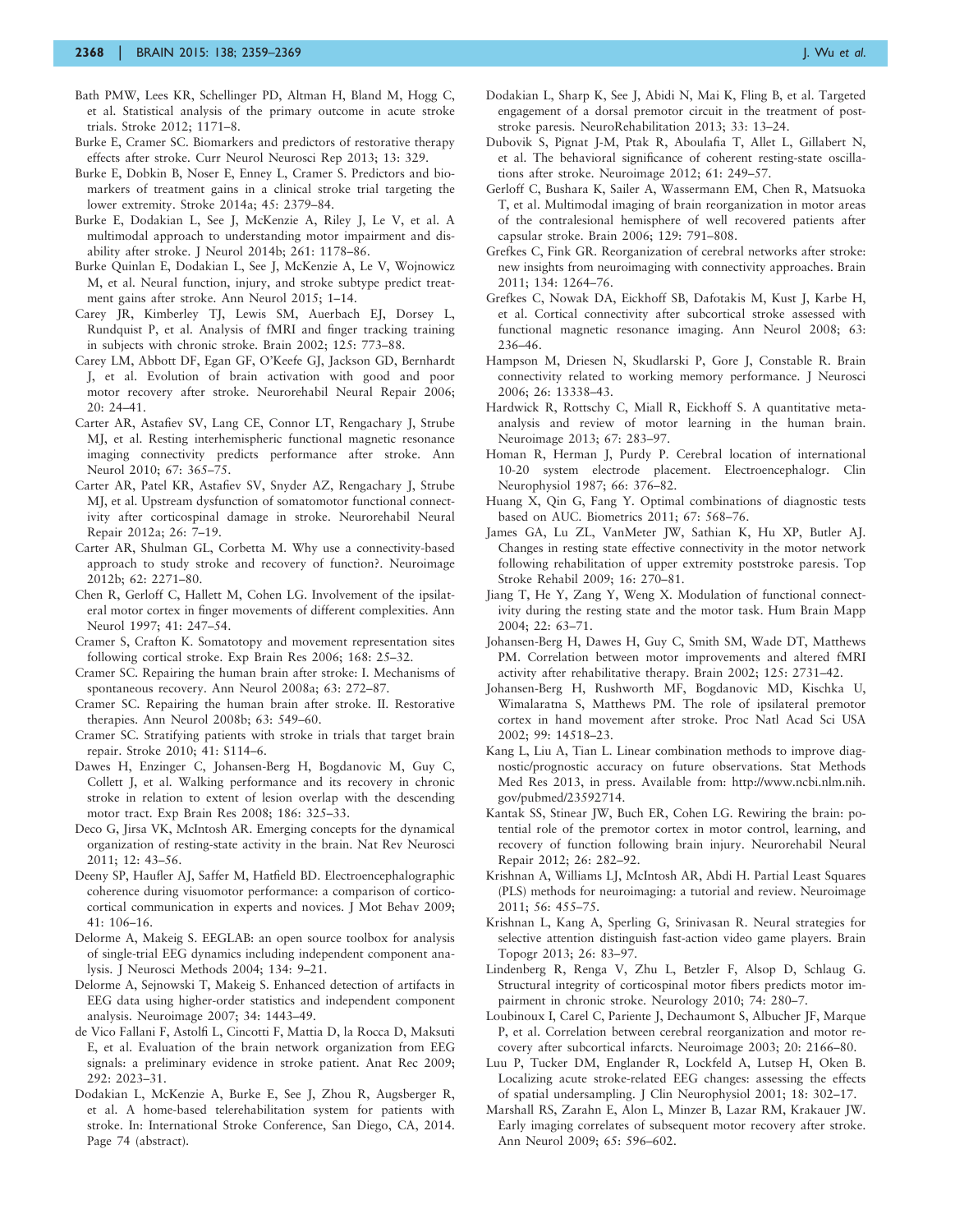Bath PMW, Lees KR, Schellinger PD, Altman H, Bland M, Hogg C, et al. Statistical analysis of the primary outcome in acute stroke trials. Stroke 2012; 1171–8.

Burke E, Cramer SC. Biomarkers and predictors of restorative therapy effects after stroke. Curr Neurol Neurosci Rep 2013; 13: 329.

Burke E, Dobkin B, Noser E, Enney L, Cramer S. Predictors and biomarkers of treatment gains in a clinical stroke trial targeting the lower extremity. Stroke 2014a; 45: 2379–84.

Burke E, Dodakian L, See J, McKenzie A, Riley J, Le V, et al. A multimodal approach to understanding motor impairment and disability after stroke. J Neurol 2014b; 261: 1178–86.

Burke Quinlan E, Dodakian L, See J, McKenzie A, Le V, Wojnowicz M, et al. Neural function, injury, and stroke subtype predict treatment gains after stroke. Ann Neurol 2015; 1–14.

Carey JR, Kimberley TJ, Lewis SM, Auerbach EJ, Dorsey L, Rundquist P, et al. Analysis of fMRI and finger tracking training in subjects with chronic stroke. Brain 2002; 125: 773–88.

Carey LM, Abbott DF, Egan GF, O'Keefe GJ, Jackson GD, Bernhardt J, et al. Evolution of brain activation with good and poor motor recovery after stroke. Neurorehabil Neural Repair 2006; 20: 24–41.

Carter AR, Astafiev SV, Lang CE, Connor LT, Rengachary J, Strube MJ, et al. Resting interhemispheric functional magnetic resonance imaging connectivity predicts performance after stroke. Ann Neurol 2010; 67: 365–75.

Carter AR, Patel KR, Astafiev SV, Snyder AZ, Rengachary J, Strube MJ, et al. Upstream dysfunction of somatomotor functional connectivity after corticospinal damage in stroke. Neurorehabil Neural Repair 2012a; 26: 7–19.

Carter AR, Shulman GL, Corbetta M. Why use a connectivity-based approach to study stroke and recovery of function?. Neuroimage 2012b; 62: 2271–80.

Chen R, Gerloff C, Hallett M, Cohen LG. Involvement of the ipsilateral motor cortex in finger movements of different complexities. Ann Neurol 1997; 41: 247–54.

Cramer S, Crafton K. Somatotopy and movement representation sites following cortical stroke. Exp Brain Res 2006; 168: 25–32.

Cramer SC. Repairing the human brain after stroke: I. Mechanisms of spontaneous recovery. Ann Neurol 2008a; 63: 272–87.

Cramer SC. Repairing the human brain after stroke. II. Restorative therapies. Ann Neurol 2008b; 63: 549–60.

Cramer SC. Stratifying patients with stroke in trials that target brain repair. Stroke 2010; 41: S114–6.

Dawes H, Enzinger C, Johansen-Berg H, Bogdanovic M, Guy C, Collett J, et al. Walking performance and its recovery in chronic stroke in relation to extent of lesion overlap with the descending motor tract. Exp Brain Res 2008; 186: 325–33.

Deco G, Jirsa VK, McIntosh AR. Emerging concepts for the dynamical organization of resting-state activity in the brain. Nat Rev Neurosci 2011; 12: 43–56.

Deeny SP, Haufler AJ, Saffer M, Hatfield BD. Electroencephalographic coherence during visuomotor performance: a comparison of cortico-cortical communication in experts and novices. J Mot Behav 2009; 41: 106–16.

Delorme A, Makeig S. EEGLAB: an open source toolbox for analysis of single-trial EEG dynamics including independent component analysis. J Neurosci Methods 2004; 134: 9–21.

Delorme A, Sejnowski T, Makeig S. Enhanced detection of artifacts in EEG data using higher-order statistics and independent component analysis. Neuroimage 2007; 34: 1443–49.

de Vico Fallani F, Astolfi L, Cincotti F, Mattia D, la Rocca D, Maksuti E, et al. Evaluation of the brain network organization from EEG signals: a preliminary evidence in stroke patient. Anat Rec 2009; 292: 2023–31.

Dodakian L, McKenzie A, Burke E, See J, Zhou R, Augsberger R, et al. A home-based telerehabilitation system for patients with stroke. In: International Stroke Conference, San Diego, CA, 2014. Page 74 (abstract).

Dodakian L, Sharp K, See J, Abidi N, Mai K, Fling B, et al. Targeted engagement of a dorsal premotor circuit in the treatment of post-stroke paresis. NeuroRehabilitation 2013; 33: 13–24.

Dubovik S, Pignat J-M, Ptak R, Aboulafia T, Allet L, Gillabert N, et al. The behavioral significance of coherent resting-state oscillations after stroke. Neuroimage 2012; 61: 249–57.

Gerloff C, Bushara K, Sailer A, Wassermann EM, Chen R, Matsuoka T, et al. Multimodal imaging of brain reorganization in motor areas of the contralesional hemisphere of well recovered patients after capsular stroke. Brain 2006; 129: 791–808.

Grefkes C, Fink GR. Reorganization of cerebral networks after stroke: new insights from neuroimaging with connectivity approaches. Brain 2011; 134: 1264–76.

Grefkes C, Nowak DA, Eickhoff SB, Dafotakis M, Kust J, Karbe H, et al. Cortical connectivity after subcortical stroke assessed with functional magnetic resonance imaging. Ann Neurol 2008; 63: 236–46.

Hampson M, Driesen N, Skudlarski P, Gore J, Constable R. Brain connectivity related to working memory performance. J Neurosci 2006; 26: 13338–43.

Hardwick R, Rottschy C, Miall R, Eickhoff S. A quantitative meta-analysis and review of motor learning in the human brain. Neuroimage 2013; 67: 283–97.

Homan R, Herman J, Purdy P. Cerebral location of international 10-20 system electrode placement. Electroencephalogr. Clin Neurophysiol 1987; 66: 376–82.

Huang X, Qin G, Fang Y. Optimal combinations of diagnostic tests based on AUC. Biometrics 2011; 67: 568–76.

James GA, Lu ZL, VanMeter JW, Sathian K, Hu XP, Butler AJ. Changes in resting state effective connectivity in the motor network following rehabilitation of upper extremity poststroke paresis. Top Stroke Rehabil 2009; 16: 270–81.

Jiang T, He Y, Zang Y, Weng X. Modulation of functional connectivity during the resting state and the motor task. Hum Brain Mapp 2004; 22: 63–71.

Johansen-Berg H, Dawes H, Guy C, Smith SM, Wade DT, Matthews PM. Correlation between motor improvements and altered fMRI activity after rehabilitative therapy. Brain 2002; 125: 2731–42.

Johansen-Berg H, Rushworth MF, Bogdanovic MD, Kischka U, Wimalaratna S, Matthews PM. The role of ipsilateral premotor cortex in hand movement after stroke. Proc Natl Acad Sci USA 2002; 99: 14518–23.

Kang L, Liu A, Tian L. Linear combination methods to improve diagnostic/prognostic accuracy on future observations. Stat Methods Med Res 2013, in press. Available from: http://www.ncbi.nlm.nih.gov/pubmed/23592714.

Kantak SS, Stinear JW, Buch ER, Cohen LG. Rewiring the brain: potential role of the premotor cortex in motor control, learning, and recovery of function following brain injury. Neurorehabil Neural Repair 2012; 26: 282–92.

Krishnan A, Williams LJ, McIntosh AR, Abdi H. Partial Least Squares (PLS) methods for neuroimaging: a tutorial and review. Neuroimage 2011; 56: 455–75.

Krishnan L, Kang A, Sperling G, Srinivasan R. Neural strategies for selective attention distinguish fast-action video game players. Brain Topogr 2013; 26: 83–97.

Lindenberg R, Renga V, Zhu L, Betzler F, Alsop D, Schlaug G. Structural integrity of corticospinal motor fibers predicts motor impairment in chronic stroke. Neurology 2010; 74: 280–7.

Loubinoux I, Carel C, Pariente J, Dechaumont S, Albucher JF, Marque P, et al. Correlation between cerebral reorganization and motor recovery after subcortical infarcts. Neuroimage 2003; 20: 2166–80.

Luu P, Tucker DM, Englander R, Lockfeld A, Lutsep H, Oken B. Localizing acute stroke-related EEG changes: assessing the effects of spatial undersampling. J Clin Neurophysiol 2001; 18: 302–17.

Marshall RS, Zarahn E, Alon L, Minzer B, Lazar RM, Krakauer JW. Early imaging correlates of subsequent motor recovery after stroke. Ann Neurol 2009; 65: 596–602.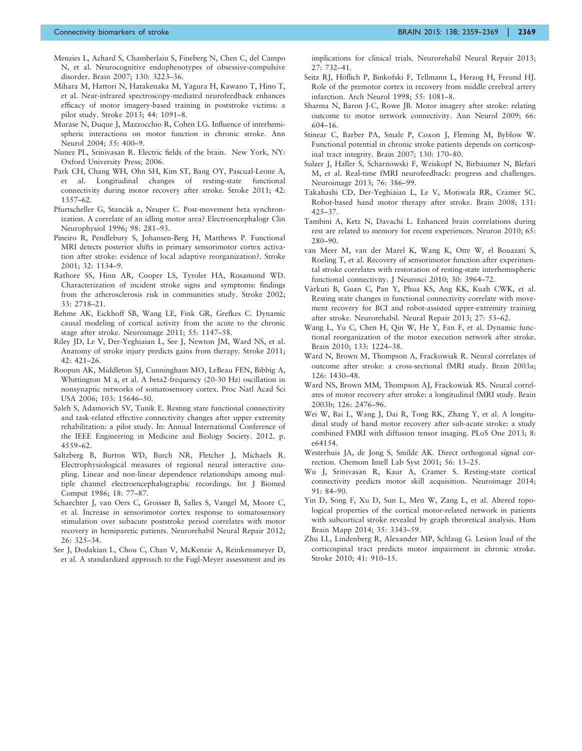Menzies L, Achard S, Chamberlain S, Fineberg N, Chen C, del Campo N, et al. Neurocognitive endophenotypes of obsessive-compulsive disorder. Brain 2007; 130: 3223–36.

Mihara M, Hattori N, Hatakenaka M, Yagura H, Kawano T, Hino T, et al. Near-infrared spectroscopy-mediated neurofeedback enhances efficacy of motor imagery-based training in poststroke victims: a pilot study. Stroke 2013; 44: 1091–8.

Murase N, Duque J, Mazzocchio R, Cohen LG. Influence of interhemispheric interactions on motor function in chronic stroke. Ann Neurol 2004; 55: 400–9.

Nunez PL, Srinivasan R. Electric fields of the brain. New York, NY: Oxford University Press; 2006.

Park CH, Chang WH, Ohn SH, Kim ST, Bang OY, Pascual-Leone A, et al. Longitudinal changes of resting-state functional connectivity during motor recovery after stroke. Stroke 2011; 42: 1357–62.

Pfurtscheller G, Stancák a, Neuper C. Post-movement beta synchronization. A correlate of an idling motor area? Electroencephalogr Clin Neurophysiol 1996; 98: 281–93.

Pineiro R, Pendlebury S, Johansen-Berg H, Matthews P. Functional MRI detects posterior shifts in primary sensorimotor cortex activation after stroke: evidence of local adaptive reorganization?. Stroke 2001; 32: 1134–9.

Rathore SS, Hinn AR, Cooper LS, Tyroler HA, Rosamond WD. Characterization of incident stroke signs and symptoms: findings from the atherosclerosis risk in communities study. Stroke 2002; 33: 2718–21.

Rehme AK, Eickhoff SB, Wang LE, Fink GR, Grefkes C. Dynamic causal modeling of cortical activity from the acute to the chronic stage after stroke. Neuroimage 2011; 55: 1147–58.

Riley JD, Le V, Der-Yeghiaian L, See J, Newton JM, Ward NS, et al. Anatomy of stroke injury predicts gains from therapy. Stroke 2011; 42: 421–26.

Roopun AK, Middleton SJ, Cunningham MO, LeBeau FEN, Bibbig A, Whittington M a, et al. A beta2-frequency (20-30 Hz) oscillation in nonsynaptic networks of somatosensory cortex. Proc Natl Acad Sci USA 2006; 103: 15646–50.

Saleh S, Adamovich SV, Tunik E. Resting state functional connectivity and task-related effective connectivity changes after upper extremity rehabilitation: a pilot study. In: Annual International Conference of the IEEE Engineering in Medicine and Biology Society. 2012. p. 4559–62.

Saltzberg B, Burton WD, Burch NR, Fletcher J, Michaels R. Electrophysiological measures of regional neural interactive coupling. Linear and non-linear dependence relationships among multiple channel electroencephalographic recordings. Int J Biomed Comput 1986; 18: 77–87.

Schaechter J, van Oers C, Groisser B, Salles S, Vangel M, Moore C, et al. Increase in sensorimotor cortex response to somatosensory stimulation over subacute poststroke period correlates with motor recovery in hemiparetic patients. Neurorehabil Neural Repair 2012; 26: 325–34.

See J, Dodakian L, Chou C, Chan V, McKenzie A, Reinkensmeyer D, et al. A standardized approach to the Fugl-Meyer assessment and its implications for clinical trials. Neurorehabil Neural Repair 2013; 27: 732–41.

Seitz RJ, Höflich P, Binkofski F, Tellmann L, Herzog H, Freund HJ. Role of the premotor cortex in recovery from middle cerebral artery infarction. Arch Neurol 1998; 55: 1081–8.

Sharma N, Baron J-C, Rowe JB. Motor imagery after stroke: relating outcome to motor network connectivity. Ann Neurol 2009; 66: 604–16.

Stinear C, Barber PA, Smale P, Coxon J, Fleming M, Byblow W. Functional potential in chronic stroke patients depends on corticospinal tract integrity. Brain 2007; 130: 170–80.

Sulzer J, Haller S, Scharnowski F, Weiskopf N, Birbaumer N, Blefari M, et al. Real-time fMRI neurofeedback: progress and challenges. Neuroimage 2013; 76: 386–99.

Takahashi CD, Der-Yeghiaian L, Le V, Motiwala RR, Cramer SC. Robot-based hand motor therapy after stroke. Brain 2008; 131: 425–37.

Tambini A, Ketz N, Davachi L. Enhanced brain correlations during rest are related to memory for recent experiences. Neuron 2010; 65: 280–90.

van Meer M, van der Marel K, Wang K, Otte W, el Bouazati S, Roeling T, et al. Recovery of sensorimotor function after experimental stroke correlates with restoration of resting-state interhemispheric functional connectivity. J Neurosci 2010; 30: 3964–72.

Várkuti B, Guan C, Pan Y, Phua KS, Ang KK, Kuah CWK, et al. Resting state changes in functional connectivity correlate with movement recovery for BCI and robot-assisted upper-extremity training after stroke. Neurorehabil. Neural Repair 2013; 27: 53–62.

Wang L, Yu C, Chen H, Qin W, He Y, Fan F, et al. Dynamic functional reorganization of the motor execution network after stroke. Brain 2010; 133: 1224–38.

Ward N, Brown M, Thompson A, Frackowiak R. Neural correlates of outcome after stroke: a cross-sectional fMRI study. Brain 2003a; 126: 1430–48.

Ward NS, Brown MM, Thompson AJ, Frackowiak RS. Neural correlates of motor recovery after stroke: a longitudinal fMRI study. Brain 2003b; 126: 2476–96.

Wei W, Bai L, Wang J, Dai R, Tong RK, Zhang Y, et al. A longitudinal study of hand motor recovery after sub-acute stroke: a study combined FMRI with diffusion tensor imaging. PLoS One 2013; 8: e64154.

Westerhuis JA, de Jong S, Smilde AK. Direct orthogonal signal correction. Chemom Intell Lab Syst 2001; 56: 13–25.

Wu J, Srinivasan R, Kaur A, Cramer S. Resting-state cortical connectivity predicts motor skill acquisition. Neuroimage 2014; 91: 84–90.

Yin D, Song F, Xu D, Sun L, Men W, Zang L, et al. Altered topological properties of the cortical motor-related network in patients with subcortical stroke revealed by graph theoretical analysis. Hum Brain Mapp 2014; 35: 3343–59.

Zhu LL, Lindenberg R, Alexander MP, Schlaug G. Lesion load of the corticospinal tract predicts motor impairment in chronic stroke. Stroke 2010; 41: 910–15.